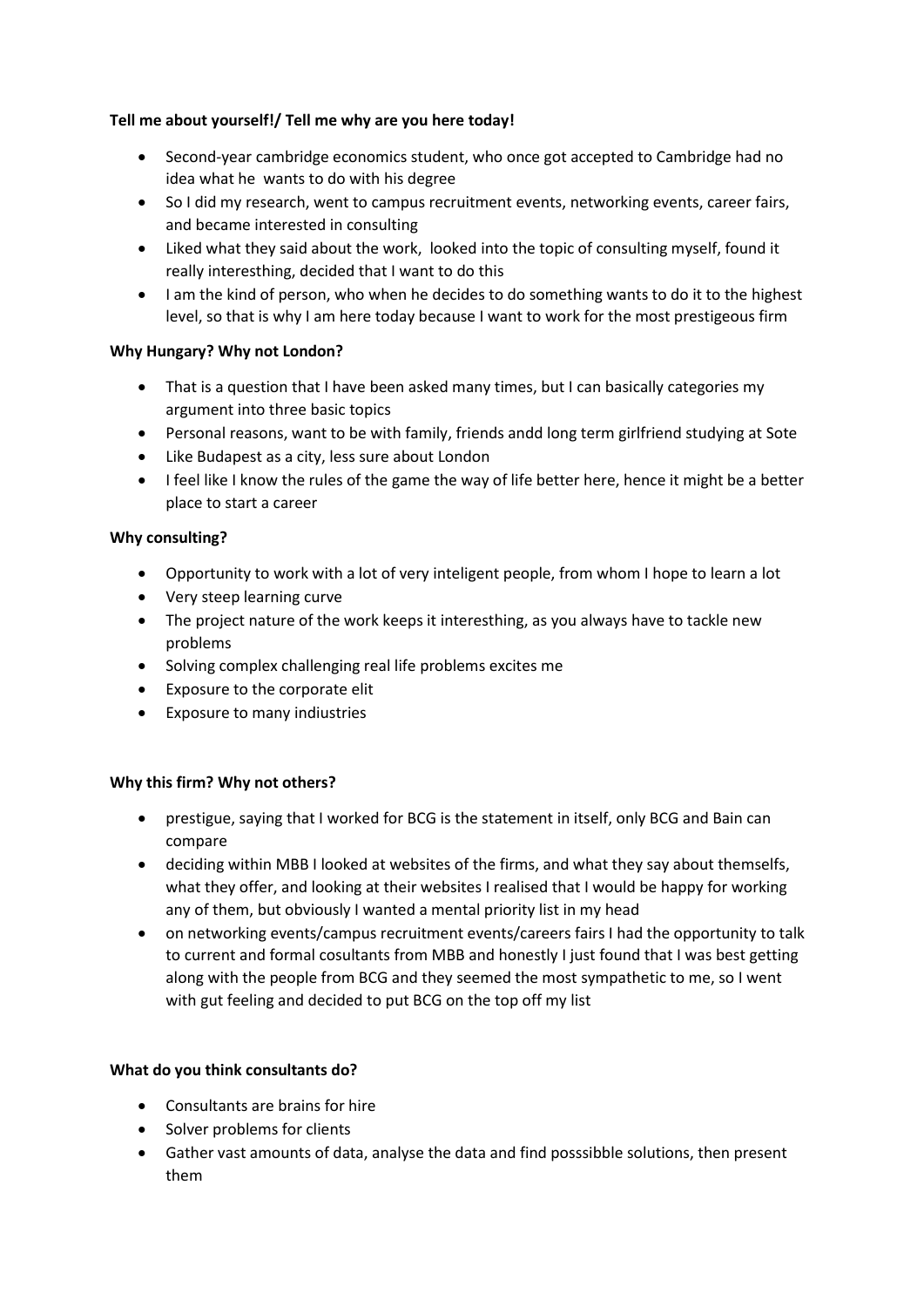**Tell me about yourself!/ Tell me why are you here today!**

- Second-year cambridge economics student, who once got accepted to Cambridge had no idea what he wants to do with his degree
- So I did my research, went to campus recruitment events, networking events, career fairs, and became interested in consulting
- Liked what they said about the work, looked into the topic of consulting myself, found it really interesthing, decided that I want to do this
- I am the kind of person, who when he decides to do something wants to do it to the highest level, so that is why I am here today because I want to work for the most prestigeous firm

**Why Hungary? Why not London?**

- That is a question that I have been asked many times, but I can basically categories my argument into three basic topics
- Personal reasons, want to be with family, friends andd long term girlfriend studying at Sote
- Like Budapest as a city, less sure about London
- I feel like I know the rules of the game the way of life better here, hence it might be a better place to start a career

**Why consulting?**

- Opportunity to work with a lot of very inteligent people, from whom I hope to learn a lot
- Very steep learning curve
- The project nature of the work keeps it interesthing, as you always have to tackle new problems
- Solving complex challenging real life problems excites me
- Exposure to the corporate elit
- Exposure to many indiustries

**Why this firm? Why not others?**

- prestigue, saying that I worked for BCG is the statement in itself, only BCG and Bain can compare
- deciding within MBB I looked at websites of the firms, and what they say about themselfs, what they offer, and looking at their websites I realised that I would be happy for working any of them, but obviously I wanted a mental priority list in my head
- on networking events/campus recruitment events/careers fairs I had the opportunity to talk to current and formal cosultants from MBB and honestly I just found that I was best getting along with the people from BCG and they seemed the most sympathetic to me, so I went with gut feeling and decided to put BCG on the top off my list

**What do you think consultants do?**

- Consultants are brains for hire
- Solver problems for clients
- Gather vast amounts of data, analyse the data and find posssibble solutions, then present them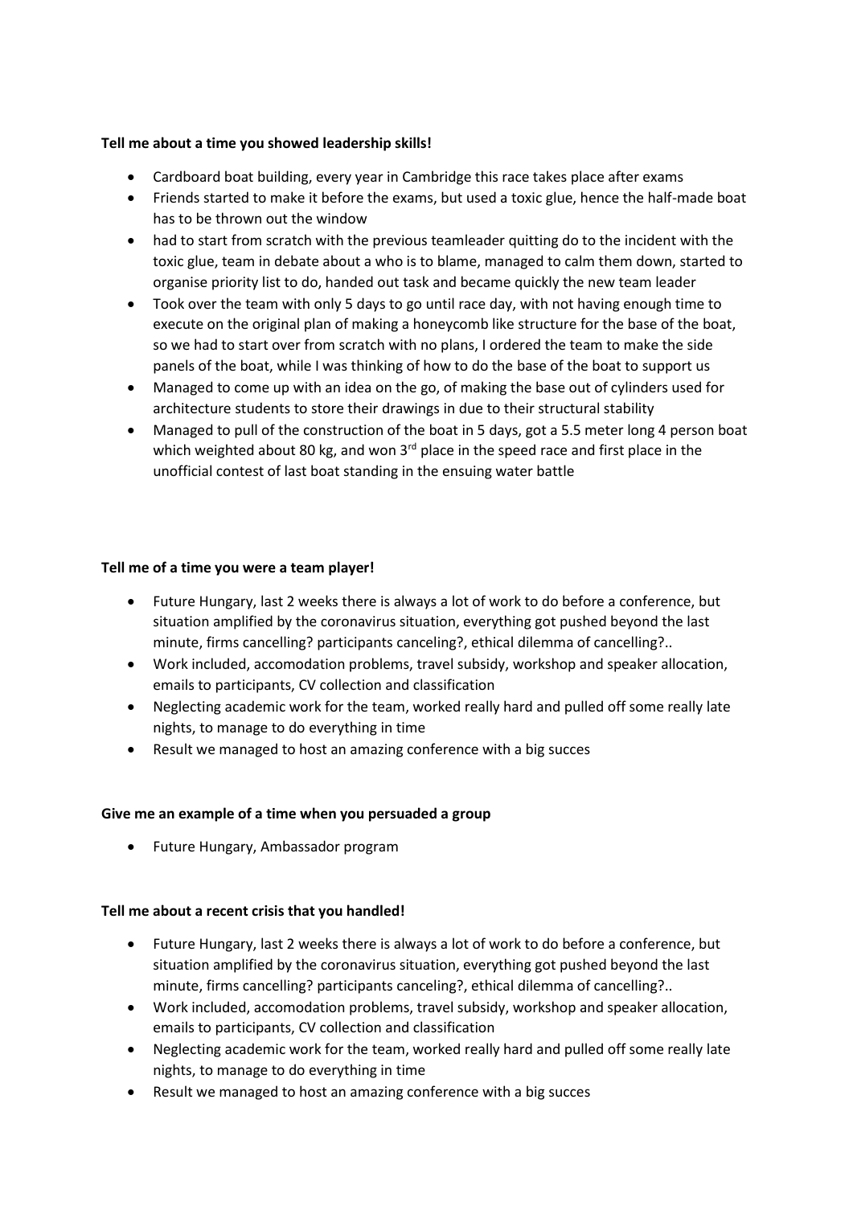**Tell me about a time you showed leadership skills!**

- Cardboard boat building, every year in Cambridge this race takes place after exams
- Friends started to make it before the exams, but used a toxic glue, hence the half-made boat has to be thrown out the window
- had to start from scratch with the previous teamleader quitting do to the incident with the toxic glue, team in debate about a who is to blame, managed to calm them down, started to organise priority list to do, handed out task and became quickly the new team leader
- Took over the team with only 5 days to go until race day, with not having enough time to execute on the original plan of making a honeycomb like structure for the base of the boat, so we had to start over from scratch with no plans, I ordered the team to make the side panels of the boat, while I was thinking of how to do the base of the boat to support us
- Managed to come up with an idea on the go, of making the base out of cylinders used for architecture students to store their drawings in due to their structural stability
- Managed to pull of the construction of the boat in 5 days, got a 5.5 meter long 4 person boat which weighted about 80 kg, and won 3rd place in the speed race and first place in the unofficial contest of last boat standing in the ensuing water battle

**Tell me of a time you were a team player!**

- Future Hungary, last 2 weeks there is always a lot of work to do before a conference, but situation amplified by the coronavirus situation, everything got pushed beyond the last minute, firms cancelling? participants canceling?, ethical dilemma of cancelling?..
- Work included, accomodation problems, travel subsidy, workshop and speaker allocation, emails to participants, CV collection and classification
- Neglecting academic work for the team, worked really hard and pulled off some really late nights, to manage to do everything in time
- Result we managed to host an amazing conference with a big succes

**Give me an example of a time when you persuaded a group**

- Future Hungary, Ambassador program

**Tell me about a recent crisis that you handled!**

- Future Hungary, last 2 weeks there is always a lot of work to do before a conference, but situation amplified by the coronavirus situation, everything got pushed beyond the last minute, firms cancelling? participants canceling?, ethical dilemma of cancelling?..
- Work included, accomodation problems, travel subsidy, workshop and speaker allocation, emails to participants, CV collection and classification
- Neglecting academic work for the team, worked really hard and pulled off some really late nights, to manage to do everything in time
- Result we managed to host an amazing conference with a big succes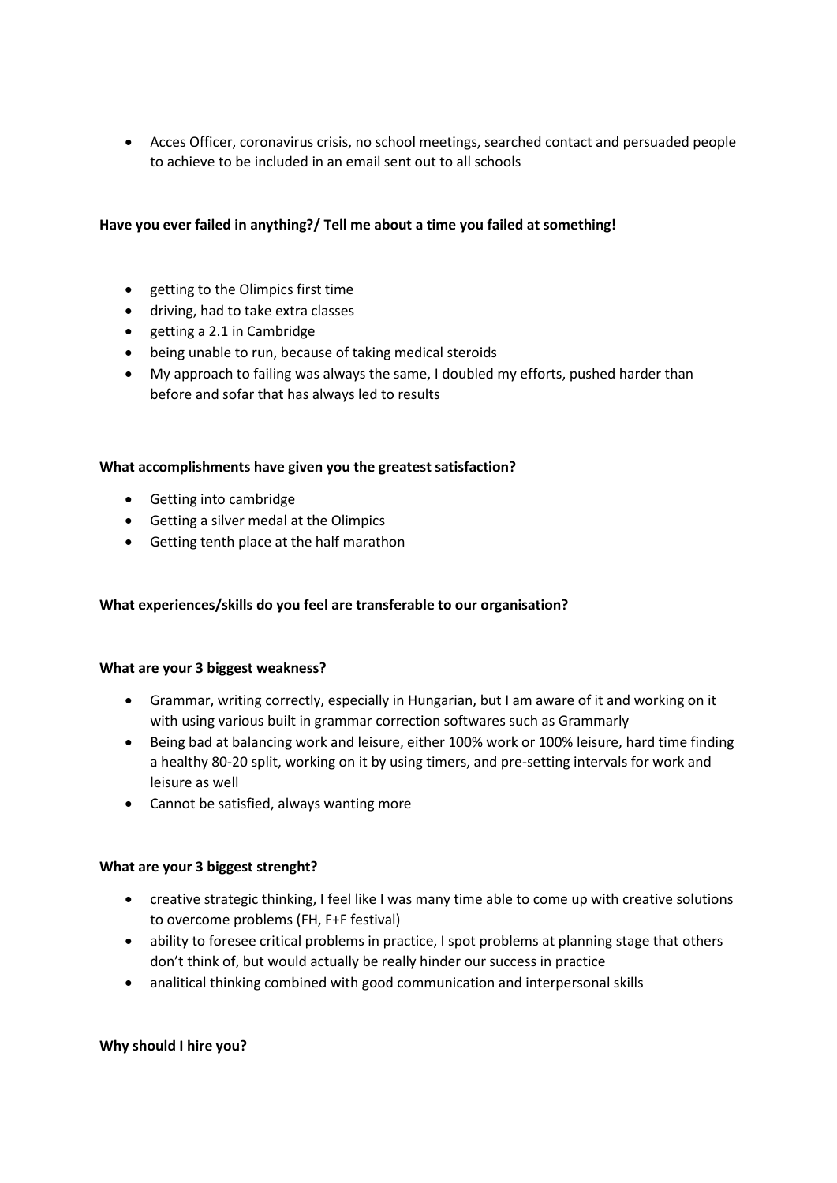- Acces Officer, coronavirus crisis, no school meetings, searched contact and persuaded people to achieve to be included in an email sent out to all schools

**Have you ever failed in anything?/ Tell me about a time you failed at something!**

- getting to the Olimpics first time
- driving, had to take extra classes
- getting a 2.1 in Cambridge
- being unable to run, because of taking medical steroids
- My approach to failing was always the same, I doubled my efforts, pushed harder than before and sofar that has always led to results

**What accomplishments have given you the greatest satisfaction?**

- Getting into cambridge
- Getting a silver medal at the Olimpics
- Getting tenth place at the half marathon

**What experiences/skills do you feel are transferable to our organisation?**

**What are your 3 biggest weakness?**

- Grammar, writing correctly, especially in Hungarian, but I am aware of it and working on it with using various built in grammar correction softwares such as Grammarly
- Being bad at balancing work and leisure, either 100% work or 100% leisure, hard time finding a healthy 80-20 split, working on it by using timers, and pre-setting intervals for work and leisure as well
- Cannot be satisfied, always wanting more

**What are your 3 biggest strenght?**

- creative strategic thinking, I feel like I was many time able to come up with creative solutions to overcome problems (FH, F+F festival)
- ability to foresee critical problems in practice, I spot problems at planning stage that others don't think of, but would actually be really hinder our success in practice
- analitical thinking combined with good communication and interpersonal skills

**Why should I hire you?**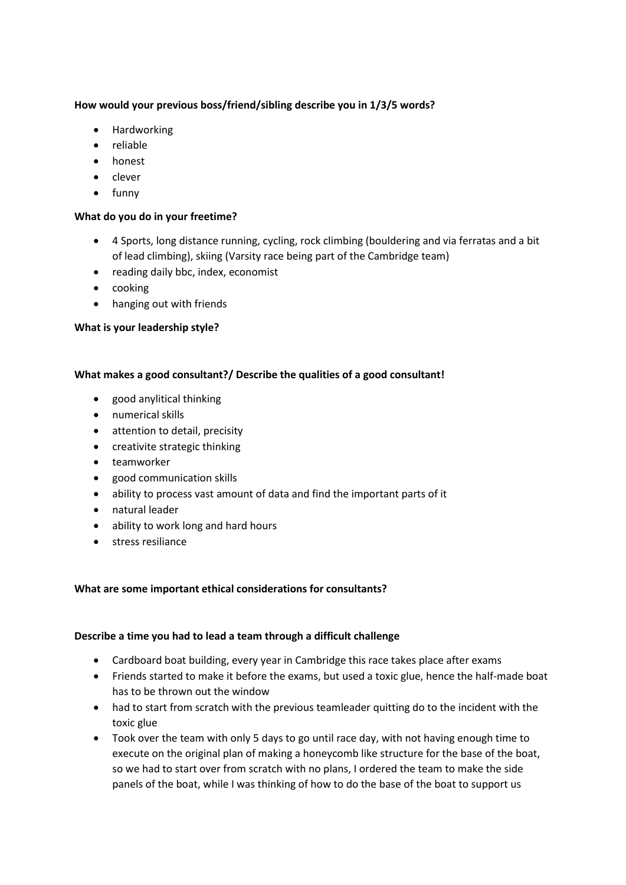**How would your previous boss/friend/sibling describe you in 1/3/5 words?**

- Hardworking
- reliable
- honest
- clever
- funny

**What do you do in your freetime?**

- 4 Sports, long distance running, cycling, rock climbing (bouldering and via ferratas and a bit of lead climbing), skiing (Varsity race being part of the Cambridge team)
- reading daily bbc, index, economist
- cooking
- hanging out with friends

**What is your leadership style?**

**What makes a good consultant?/ Describe the qualities of a good consultant!**

- good anylitical thinking
- numerical skills
- attention to detail, precisity
- creativite strategic thinking
- teamworker
- good communication skills
- ability to process vast amount of data and find the important parts of it
- natural leader
- ability to work long and hard hours
- stress resiliance

**What are some important ethical considerations for consultants?**

**Describe a time you had to lead a team through a difficult challenge**

- Cardboard boat building, every year in Cambridge this race takes place after exams
- Friends started to make it before the exams, but used a toxic glue, hence the half-made boat has to be thrown out the window
- had to start from scratch with the previous teamleader quitting do to the incident with the toxic glue
- Took over the team with only 5 days to go until race day, with not having enough time to execute on the original plan of making a honeycomb like structure for the base of the boat, so we had to start over from scratch with no plans, I ordered the team to make the side panels of the boat, while I was thinking of how to do the base of the boat to support us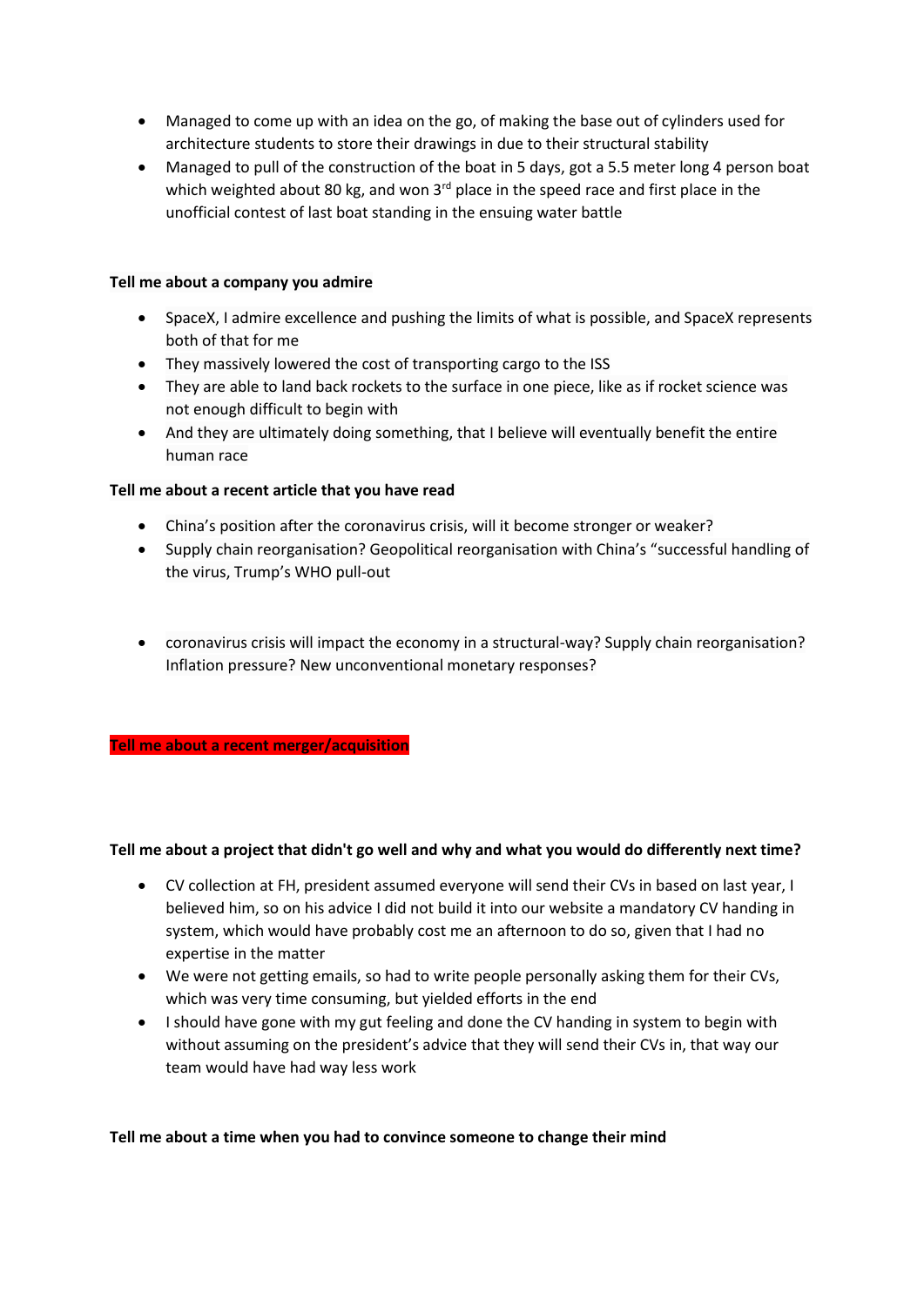- Managed to come up with an idea on the go, of making the base out of cylinders used for architecture students to store their drawings in due to their structural stability
- Managed to pull of the construction of the boat in 5 days, got a 5.5 meter long 4 person boat which weighted about 80 kg, and won 3rd place in the speed race and first place in the unofficial contest of last boat standing in the ensuing water battle

**Tell me about a company you admire**

- SpaceX, I admire excellence and pushing the limits of what is possible, and SpaceX represents both of that for me
- They massively lowered the cost of transporting cargo to the ISS
- They are able to land back rockets to the surface in one piece, like as if rocket science was not enough difficult to begin with
- And they are ultimately doing something, that I believe will eventually benefit the entire human race

**Tell me about a recent article that you have read**

- China's position after the coronavirus crisis, will it become stronger or weaker?
- Supply chain reorganisation? Geopolitical reorganisation with China's "successful handling of the virus, Trump's WHO pull-out

- coronavirus crisis will impact the economy in a structural-way? Supply chain reorganisation? Inflation pressure? New unconventional monetary responses?

**Tell me about a recent merger/acquisition**

**Tell me about a project that didn't go well and why and what you would do differently next time?**

- CV collection at FH, president assumed everyone will send their CVs in based on last year, I believed him, so on his advice I did not build it into our website a mandatory CV handing in system, which would have probably cost me an afternoon to do so, given that I had no expertise in the matter
- We were not getting emails, so had to write people personally asking them for their CVs, which was very time consuming, but yielded efforts in the end
- I should have gone with my gut feeling and done the CV handing in system to begin with without assuming on the president's advice that they will send their CVs in, that way our team would have had way less work

**Tell me about a time when you had to convince someone to change their mind**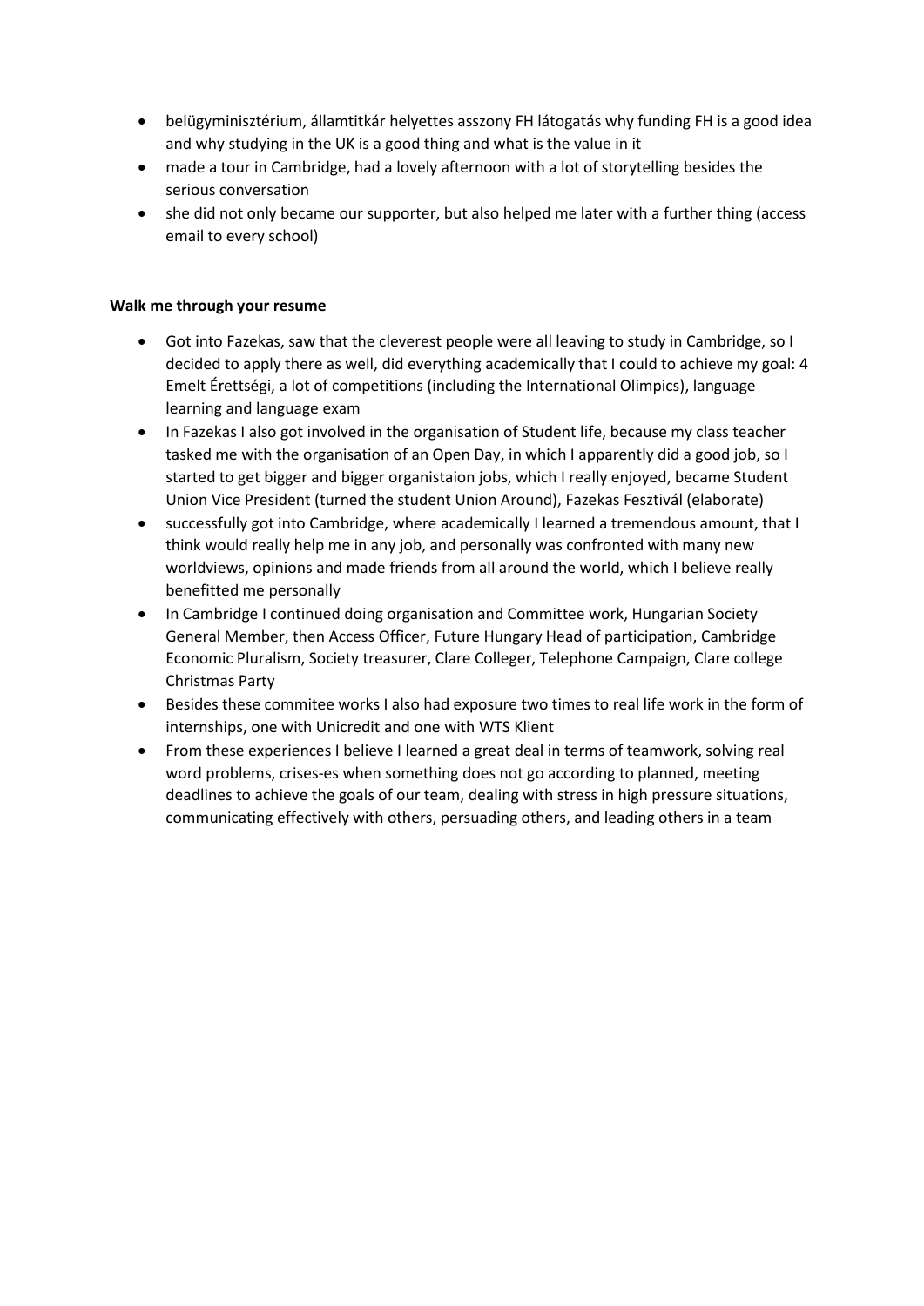- belügyminisztérium, államtitkár helyettes asszony FH látogatás why funding FH is a good idea and why studying in the UK is a good thing and what is the value in it
- made a tour in Cambridge, had a lovely afternoon with a lot of storytelling besides the serious conversation
- she did not only became our supporter, but also helped me later with a further thing (access email to every school)

**Walk me through your resume**

- Got into Fazekas, saw that the cleverest people were all leaving to study in Cambridge, so I decided to apply there as well, did everything academically that I could to achieve my goal: 4 Emelt Érettségi, a lot of competitions (including the International Olimpics), language learning and language exam
- In Fazekas I also got involved in the organisation of Student life, because my class teacher tasked me with the organisation of an Open Day, in which I apparently did a good job, so I started to get bigger and bigger organistaion jobs, which I really enjoyed, became Student Union Vice President (turned the student Union Around), Fazekas Fesztivál (elaborate)
- successfully got into Cambridge, where academically I learned a tremendous amount, that I think would really help me in any job, and personally was confronted with many new worldviews, opinions and made friends from all around the world, which I believe really benefitted me personally
- In Cambridge I continued doing organisation and Committee work, Hungarian Society General Member, then Access Officer, Future Hungary Head of participation, Cambridge Economic Pluralism, Society treasurer, Clare Colleger, Telephone Campaign, Clare college Christmas Party
- Besides these commitee works I also had exposure two times to real life work in the form of internships, one with Unicredit and one with WTS Klient
- From these experiences I believe I learned a great deal in terms of teamwork, solving real word problems, crises-es when something does not go according to planned, meeting deadlines to achieve the goals of our team, dealing with stress in high pressure situations, communicating effectively with others, persuading others, and leading others in a team